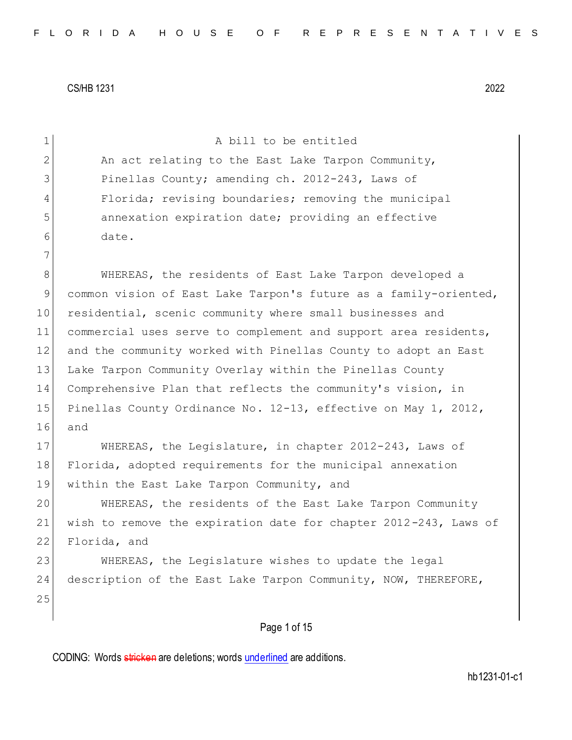CS/HB 1231 2022

A bill to be entitled

An act relating to the East Lake Tarpon Community, Pinellas County; amending ch. 2012-243, Laws of Florida; revising boundaries; removing the municipal annexation expiration date; providing an effective date.

WHEREAS, the residents of East Lake Tarpon developed a common vision of East Lake Tarpon's future as a family-oriented, residential, scenic community where small businesses and commercial uses serve to complement and support area residents, and the community worked with Pinellas County to adopt an East Lake Tarpon Community Overlay within the Pinellas County Comprehensive Plan that reflects the community's vision, in Pinellas County Ordinance No. 12-13, effective on May 1, 2012, and

WHEREAS, the Legislature, in chapter 2012-243, Laws of Florida, adopted requirements for the municipal annexation within the East Lake Tarpon Community, and

WHEREAS, the residents of the East Lake Tarpon Community wish to remove the expiration date for chapter 2012-243, Laws of Florida, and

WHEREAS, the Legislature wishes to update the legal description of the East Lake Tarpon Community, NOW, THEREFORE,

CODING: Words stricken are deletions; words underlined are additions.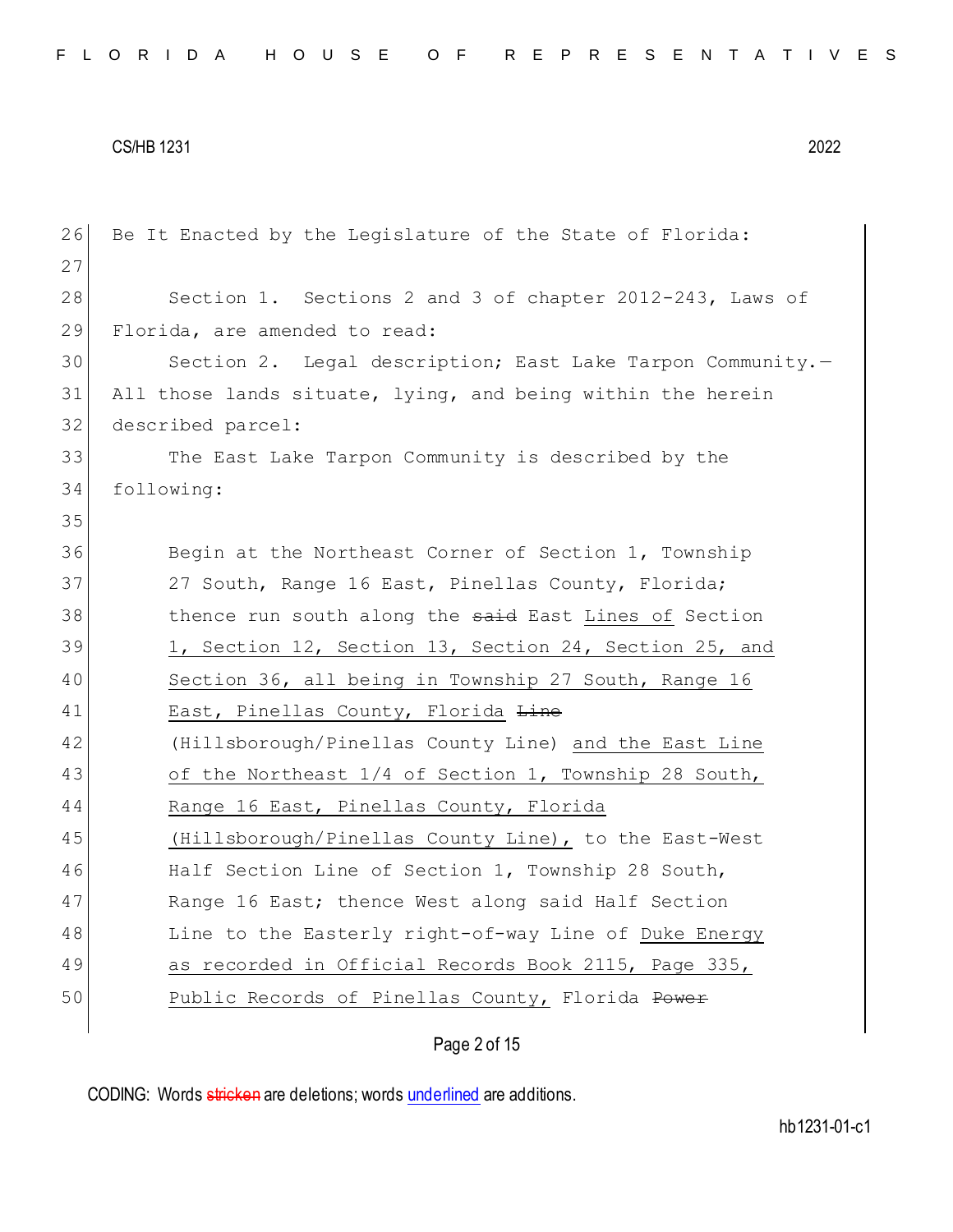Be It Enacted by the Legislature of the State of Florida:

Section 1. Sections 2 and 3 of chapter 2012-243, Laws of Florida, are amended to read:

Section 2. Legal description; East Lake Tarpon Community.—All those lands situate, lying, and being within the herein described parcel:

The East Lake Tarpon Community is described by the following:

Begin at the Northeast Corner of Section 1, Township 27 South, Range 16 East, Pinellas County, Florida; thence run south along the ~~said~~ East <u>Lines of</u> Section <u>1, Section 12, Section 13, Section 24, Section 25, and Section 36, all being in Township 27 South, Range 16 East, Pinellas County, Florida</u> ~~Line~~ (Hillsborough/Pinellas County Line) <u>and the East Line of the Northeast 1/4 of Section 1, Township 28 South, Range 16 East, Pinellas County, Florida (Hillsborough/Pinellas County Line),</u> to the East-West Half Section Line of Section 1, Township 28 South, Range 16 East; thence West along said Half Section Line to the Easterly right-of-way Line of <u>Duke Energy as recorded in Official Records Book 2115, Page 335, Public Records of Pinellas County,</u> Florida ~~Power~~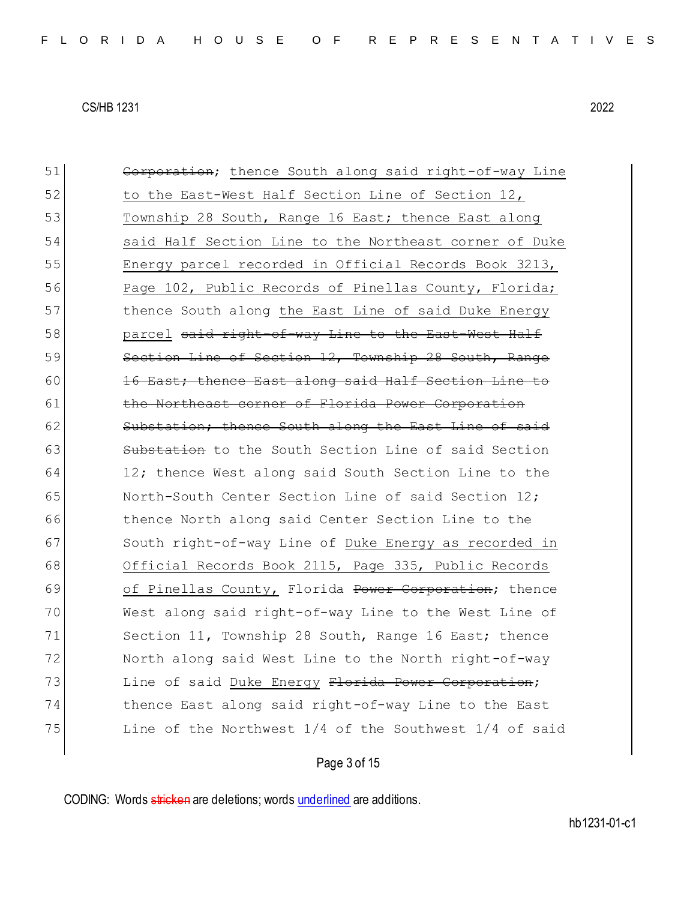51 ~~Corporation~~; thence South along said right-of-way Line
52 to the East-West Half Section Line of Section 12,
53 Township 28 South, Range 16 East; thence East along
54 said Half Section Line to the Northeast corner of Duke
55 Energy parcel recorded in Official Records Book 3213,
56 Page 102, Public Records of Pinellas County, Florida;
57 thence South along the East Line of said Duke Energy
58 parcel ~~said right-of-way Line to the East-West Half~~
59 ~~Section Line of Section 12, Township 28 South, Range~~
60 ~~16 East; thence East along said Half Section Line to~~
61 ~~the Northeast corner of Florida Power Corporation~~
62 ~~Substation; thence South along the East Line of said~~
63 ~~Substation~~ to the South Section Line of said Section
64 12; thence West along said South Section Line to the
65 North-South Center Section Line of said Section 12;
66 thence North along said Center Section Line to the
67 South right-of-way Line of Duke Energy as recorded in
68 Official Records Book 2115, Page 335, Public Records
69 of Pinellas County, Florida ~~Power Corporation~~; thence
70 West along said right-of-way Line to the West Line of
71 Section 11, Township 28 South, Range 16 East; thence
72 North along said West Line to the North right-of-way
73 Line of said Duke Energy ~~Florida Power Corporation~~;
74 thence East along said right-of-way Line to the East
75 Line of the Northwest 1/4 of the Southwest 1/4 of said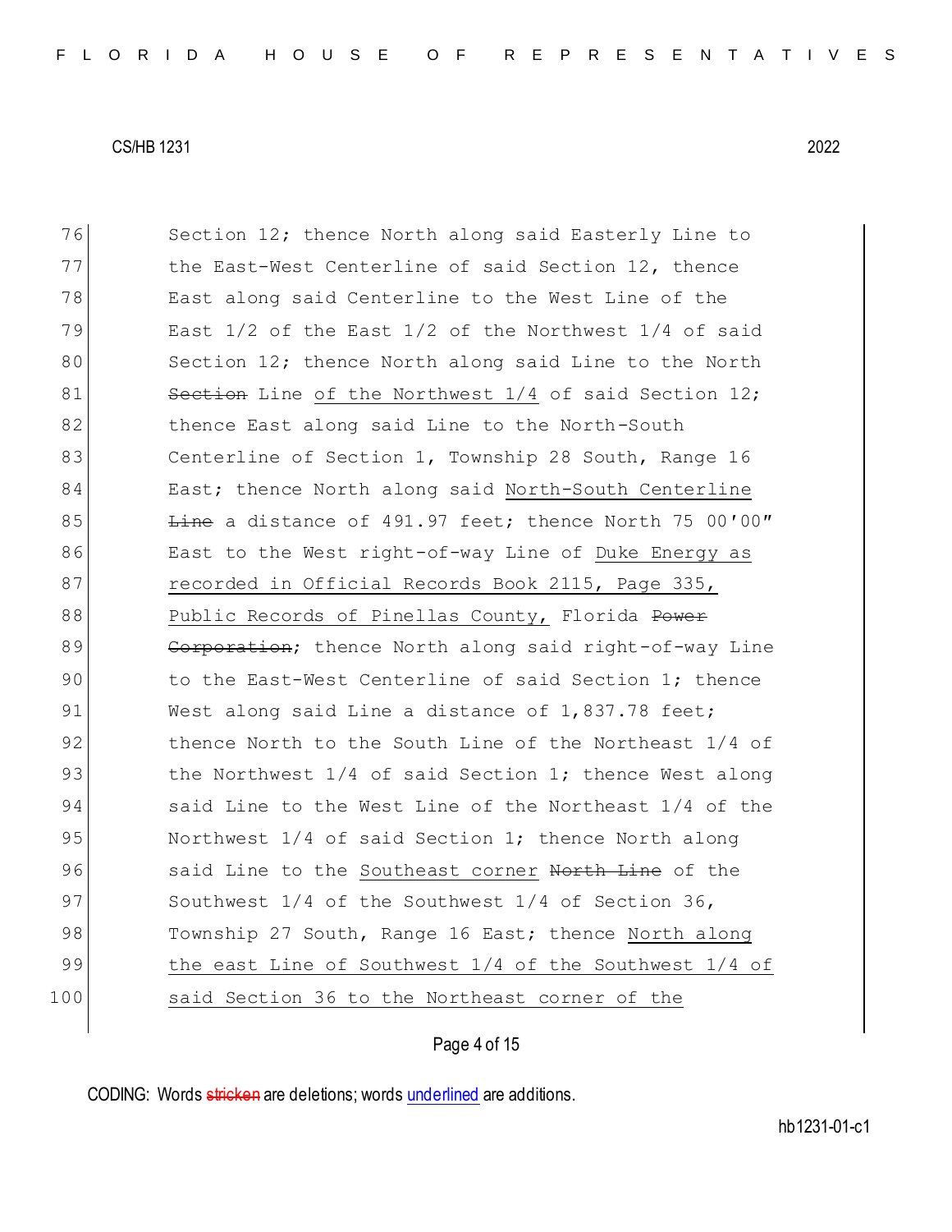76 Section 12; thence North along said Easterly Line to
77 the East-West Centerline of said Section 12, thence
78 East along said Centerline to the West Line of the
79 East 1/2 of the East 1/2 of the Northwest 1/4 of said
80 Section 12; thence North along said Line to the North
81 ~~Section~~ Line <u>of the Northwest 1/4</u> of said Section 12;
82 thence East along said Line to the North-South
83 Centerline of Section 1, Township 28 South, Range 16
84 East; thence North along said <u>North-South Centerline</u>
85 ~~Line~~ a distance of 491.97 feet; thence North 75 00′00″
86 East to the West right-of-way Line of <u>Duke Energy as</u>
87 <u>recorded in Official Records Book 2115, Page 335,</u>
88 <u>Public Records of Pinellas County,</u> Florida ~~Power~~
89 ~~Corporation~~; thence North along said right-of-way Line
90 to the East-West Centerline of said Section 1; thence
91 West along said Line a distance of 1,837.78 feet;
92 thence North to the South Line of the Northeast 1/4 of
93 the Northwest 1/4 of said Section 1; thence West along
94 said Line to the West Line of the Northeast 1/4 of the
95 Northwest 1/4 of said Section 1; thence North along
96 said Line to the <u>Southeast corner</u> ~~North Line~~ of the
97 Southwest 1/4 of the Southwest 1/4 of Section 36,
98 Township 27 South, Range 16 East; thence <u>North along</u>
99 <u>the east Line of Southwest 1/4 of the Southwest 1/4 of</u>
100 <u>said Section 36 to the Northeast corner of the</u>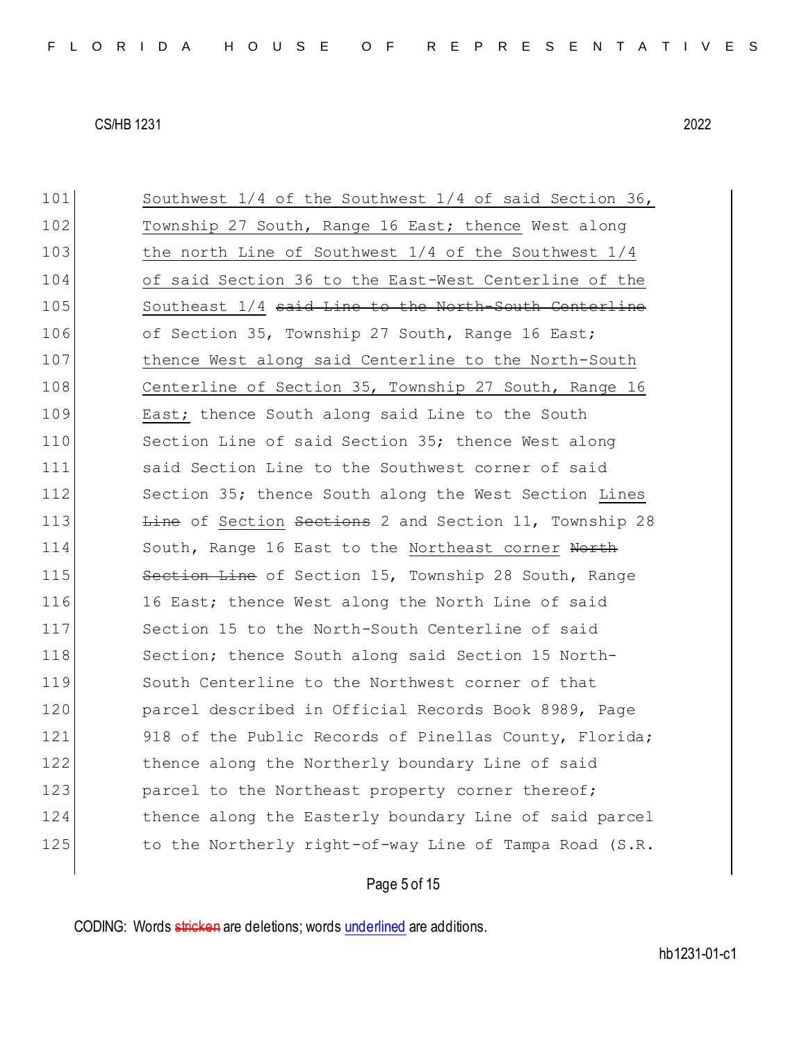101 Southwest 1/4 of the Southwest 1/4 of said Section 36,
102 Township 27 South, Range 16 East; thence West along
103 the north Line of Southwest 1/4 of the Southwest 1/4
104 of said Section 36 to the East-West Centerline of the
105 Southeast 1/4 ~~said Line to the North-South Centerline~~
106 of Section 35, Township 27 South, Range 16 East;
107 thence West along said Centerline to the North-South
108 Centerline of Section 35, Township 27 South, Range 16
109 East; thence South along said Line to the South
110 Section Line of said Section 35; thence West along
111 said Section Line to the Southwest corner of said
112 Section 35; thence South along the West Section Lines
113 ~~Line~~ of Section ~~Sections~~ 2 and Section 11, Township 28
114 South, Range 16 East to the Northeast corner ~~North~~
115 ~~Section Line~~ of Section 15, Township 28 South, Range
116 16 East; thence West along the North Line of said
117 Section 15 to the North-South Centerline of said
118 Section; thence South along said Section 15 North-
119 South Centerline to the Northwest corner of that
120 parcel described in Official Records Book 8989, Page
121 918 of the Public Records of Pinellas County, Florida;
122 thence along the Northerly boundary Line of said
123 parcel to the Northeast property corner thereof;
124 thence along the Easterly boundary Line of said parcel
125 to the Northerly right-of-way Line of Tampa Road (S.R.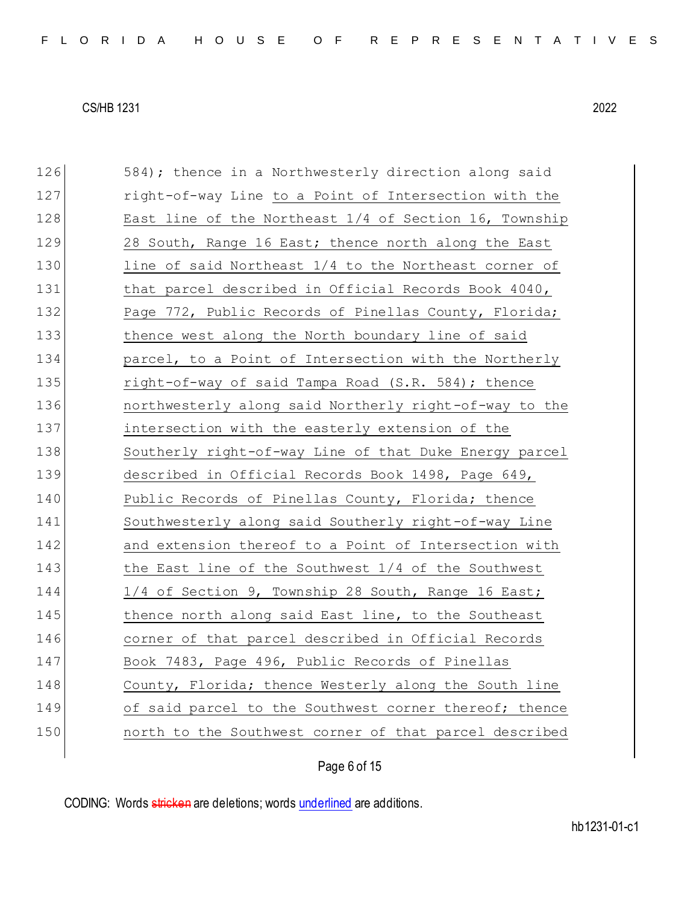126 584); thence in a Northwesterly direction along said
127 right-of-way Line <u>to a Point of Intersection with the</u>
128 <u>East line of the Northeast 1/4 of Section 16, Township</u>
129 <u>28 South, Range 16 East; thence north along the East</u>
130 <u>line of said Northeast 1/4 to the Northeast corner of</u>
131 <u>that parcel described in Official Records Book 4040,</u>
132 <u>Page 772, Public Records of Pinellas County, Florida;</u>
133 <u>thence west along the North boundary line of said</u>
134 <u>parcel, to a Point of Intersection with the Northerly</u>
135 <u>right-of-way of said Tampa Road (S.R. 584); thence</u>
136 <u>northwesterly along said Northerly right-of-way to the</u>
137 <u>intersection with the easterly extension of the</u>
138 <u>Southerly right-of-way Line of that Duke Energy parcel</u>
139 <u>described in Official Records Book 1498, Page 649,</u>
140 <u>Public Records of Pinellas County, Florida; thence</u>
141 <u>Southwesterly along said Southerly right-of-way Line</u>
142 <u>and extension thereof to a Point of Intersection with</u>
143 <u>the East line of the Southwest 1/4 of the Southwest</u>
144 <u>1/4 of Section 9, Township 28 South, Range 16 East;</u>
145 <u>thence north along said East line, to the Southeast</u>
146 <u>corner of that parcel described in Official Records</u>
147 <u>Book 7483, Page 496, Public Records of Pinellas</u>
148 <u>County, Florida; thence Westerly along the South line</u>
149 <u>of said parcel to the Southwest corner thereof; thence</u>
150 <u>north to the Southwest corner of that parcel described</u>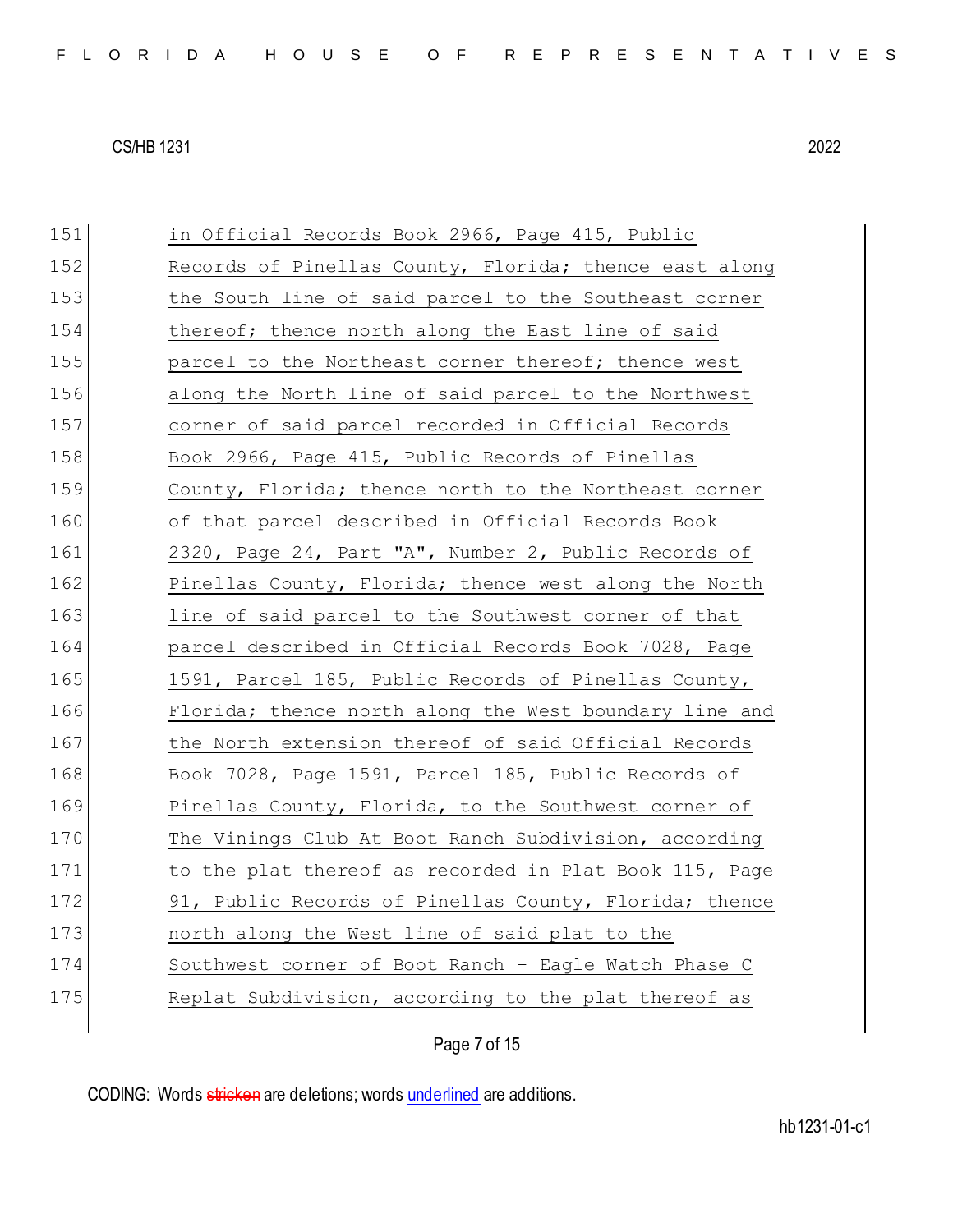151 in Official Records Book 2966, Page 415, Public
152 Records of Pinellas County, Florida; thence east along
153 the South line of said parcel to the Southeast corner
154 thereof; thence north along the East line of said
155 parcel to the Northeast corner thereof; thence west
156 along the North line of said parcel to the Northwest
157 corner of said parcel recorded in Official Records
158 Book 2966, Page 415, Public Records of Pinellas
159 County, Florida; thence north to the Northeast corner
160 of that parcel described in Official Records Book
161 2320, Page 24, Part "A", Number 2, Public Records of
162 Pinellas County, Florida; thence west along the North
163 line of said parcel to the Southwest corner of that
164 parcel described in Official Records Book 7028, Page
165 1591, Parcel 185, Public Records of Pinellas County,
166 Florida; thence north along the West boundary line and
167 the North extension thereof of said Official Records
168 Book 7028, Page 1591, Parcel 185, Public Records of
169 Pinellas County, Florida, to the Southwest corner of
170 The Vinings Club At Boot Ranch Subdivision, according
171 to the plat thereof as recorded in Plat Book 115, Page
172 91, Public Records of Pinellas County, Florida; thence
173 north along the West line of said plat to the
174 Southwest corner of Boot Ranch - Eagle Watch Phase C
175 Replat Subdivision, according to the plat thereof as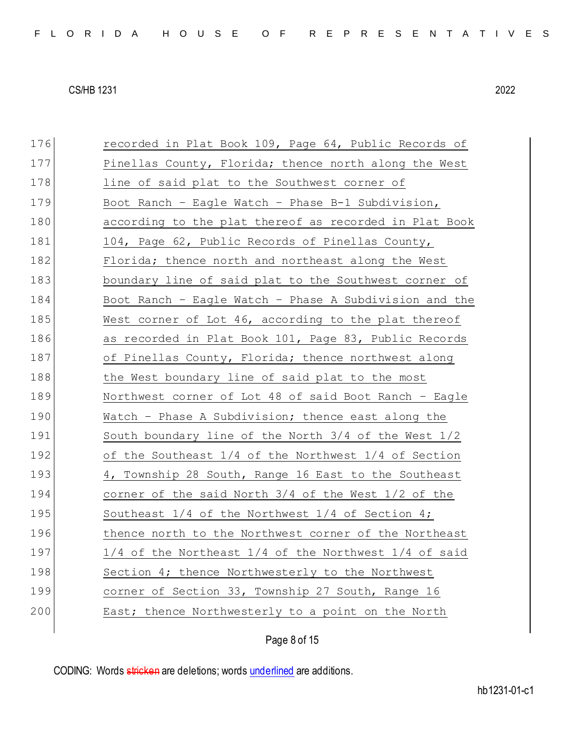176 recorded in Plat Book 109, Page 64, Public Records of
177 Pinellas County, Florida; thence north along the West
178 line of said plat to the Southwest corner of
179 Boot Ranch - Eagle Watch - Phase B-1 Subdivision,
180 according to the plat thereof as recorded in Plat Book
181 104, Page 62, Public Records of Pinellas County,
182 Florida; thence north and northeast along the West
183 boundary line of said plat to the Southwest corner of
184 Boot Ranch - Eagle Watch - Phase A Subdivision and the
185 West corner of Lot 46, according to the plat thereof
186 as recorded in Plat Book 101, Page 83, Public Records
187 of Pinellas County, Florida; thence northwest along
188 the West boundary line of said plat to the most
189 Northwest corner of Lot 48 of said Boot Ranch - Eagle
190 Watch - Phase A Subdivision; thence east along the
191 South boundary line of the North 3/4 of the West 1/2
192 of the Southeast 1/4 of the Northwest 1/4 of Section
193 4, Township 28 South, Range 16 East to the Southeast
194 corner of the said North 3/4 of the West 1/2 of the
195 Southeast 1/4 of the Northwest 1/4 of Section 4;
196 thence north to the Northwest corner of the Northeast
197 1/4 of the Northeast 1/4 of the Northwest 1/4 of said
198 Section 4; thence Northwesterly to the Northwest
199 corner of Section 33, Township 27 South, Range 16
200 East; thence Northwesterly to a point on the North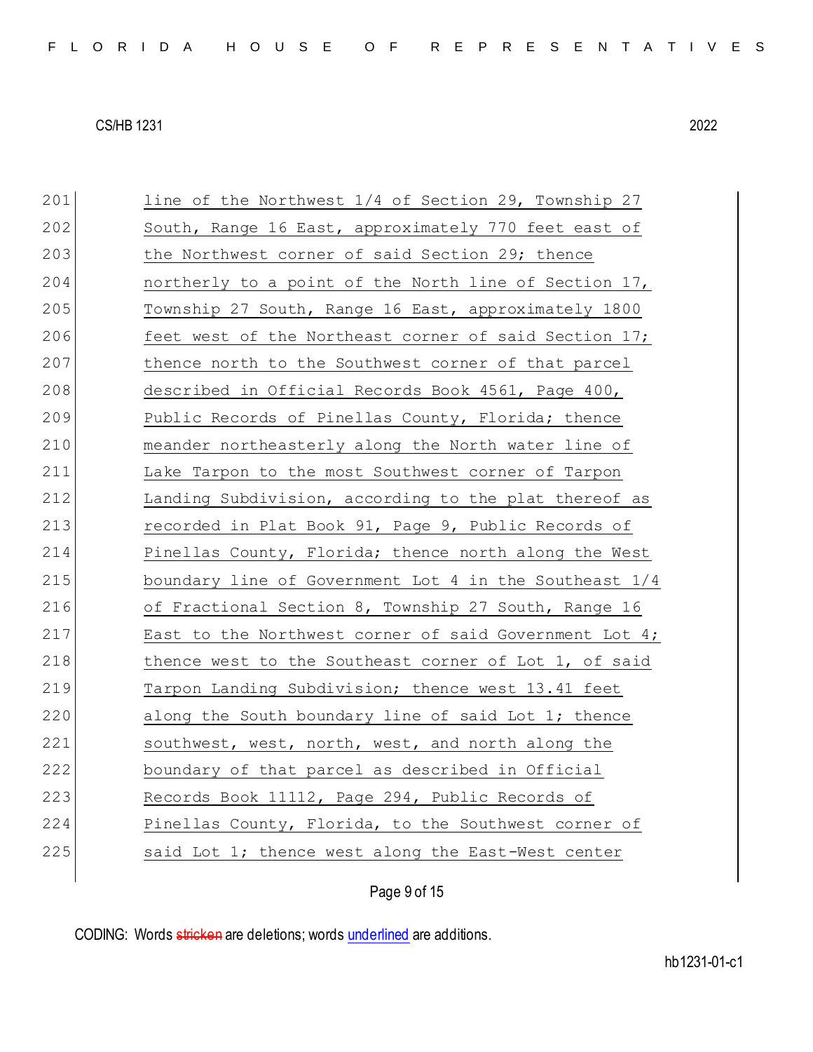line of the Northwest 1/4 of Section 29, Township 27 South, Range 16 East, approximately 770 feet east of the Northwest corner of said Section 29; thence northerly to a point of the North line of Section 17, Township 27 South, Range 16 East, approximately 1800 feet west of the Northeast corner of said Section 17; thence north to the Southwest corner of that parcel described in Official Records Book 4561, Page 400, Public Records of Pinellas County, Florida; thence meander northeasterly along the North water line of Lake Tarpon to the most Southwest corner of Tarpon Landing Subdivision, according to the plat thereof as recorded in Plat Book 91, Page 9, Public Records of Pinellas County, Florida; thence north along the West boundary line of Government Lot 4 in the Southeast 1/4 of Fractional Section 8, Township 27 South, Range 16 East to the Northwest corner of said Government Lot 4; thence west to the Southeast corner of Lot 1, of said Tarpon Landing Subdivision; thence west 13.41 feet along the South boundary line of said Lot 1; thence southwest, west, north, west, and north along the boundary of that parcel as described in Official Records Book 11112, Page 294, Public Records of Pinellas County, Florida, to the Southwest corner of said Lot 1; thence west along the East-West center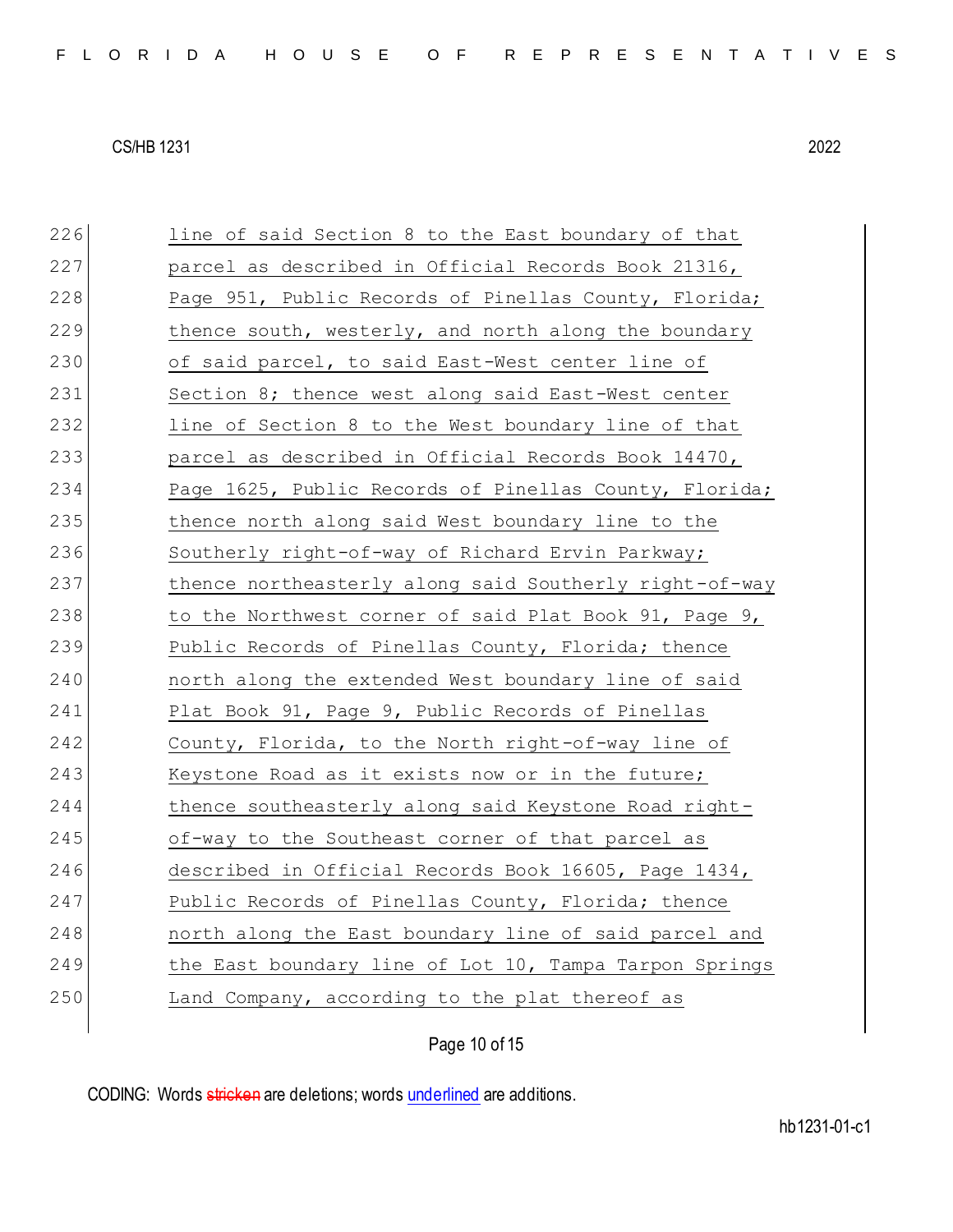226 line of said Section 8 to the East boundary of that
227 parcel as described in Official Records Book 21316,
228 Page 951, Public Records of Pinellas County, Florida;
229 thence south, westerly, and north along the boundary
230 of said parcel, to said East-West center line of
231 Section 8; thence west along said East-West center
232 line of Section 8 to the West boundary line of that
233 parcel as described in Official Records Book 14470,
234 Page 1625, Public Records of Pinellas County, Florida;
235 thence north along said West boundary line to the
236 Southerly right-of-way of Richard Ervin Parkway;
237 thence northeasterly along said Southerly right-of-way
238 to the Northwest corner of said Plat Book 91, Page 9,
239 Public Records of Pinellas County, Florida; thence
240 north along the extended West boundary line of said
241 Plat Book 91, Page 9, Public Records of Pinellas
242 County, Florida, to the North right-of-way line of
243 Keystone Road as it exists now or in the future;
244 thence southeasterly along said Keystone Road right-
245 of-way to the Southeast corner of that parcel as
246 described in Official Records Book 16605, Page 1434,
247 Public Records of Pinellas County, Florida; thence
248 north along the East boundary line of said parcel and
249 the East boundary line of Lot 10, Tampa Tarpon Springs
250 Land Company, according to the plat thereof as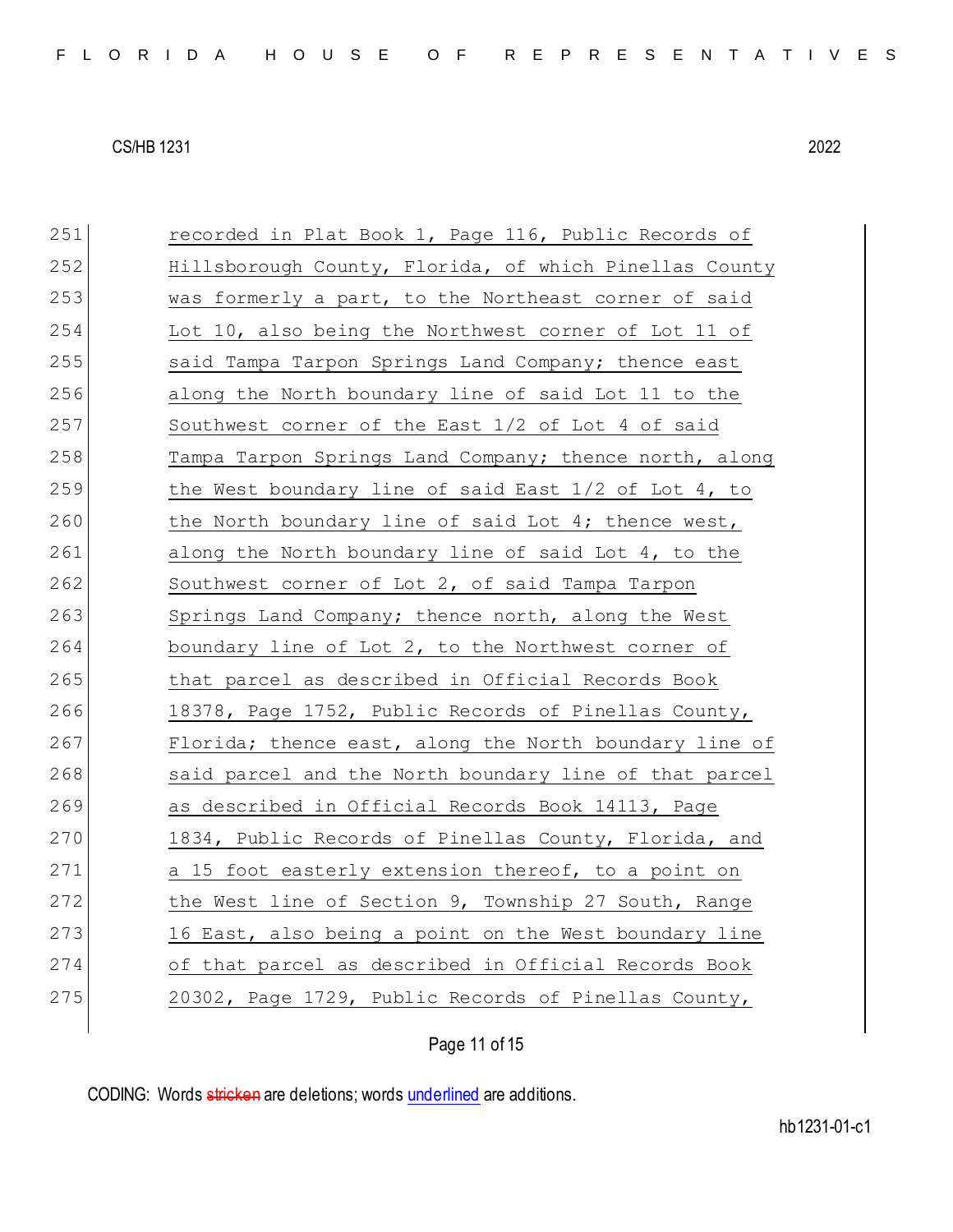recorded in Plat Book 1, Page 116, Public Records of Hillsborough County, Florida, of which Pinellas County was formerly a part, to the Northeast corner of said Lot 10, also being the Northwest corner of Lot 11 of said Tampa Tarpon Springs Land Company; thence east along the North boundary line of said Lot 11 to the Southwest corner of the East 1/2 of Lot 4 of said Tampa Tarpon Springs Land Company; thence north, along the West boundary line of said East 1/2 of Lot 4, to the North boundary line of said Lot 4; thence west, along the North boundary line of said Lot 4, to the Southwest corner of Lot 2, of said Tampa Tarpon Springs Land Company; thence north, along the West boundary line of Lot 2, to the Northwest corner of that parcel as described in Official Records Book 18378, Page 1752, Public Records of Pinellas County, Florida; thence east, along the North boundary line of said parcel and the North boundary line of that parcel as described in Official Records Book 14113, Page 1834, Public Records of Pinellas County, Florida, and a 15 foot easterly extension thereof, to a point on the West line of Section 9, Township 27 South, Range 16 East, also being a point on the West boundary line of that parcel as described in Official Records Book 20302, Page 1729, Public Records of Pinellas County,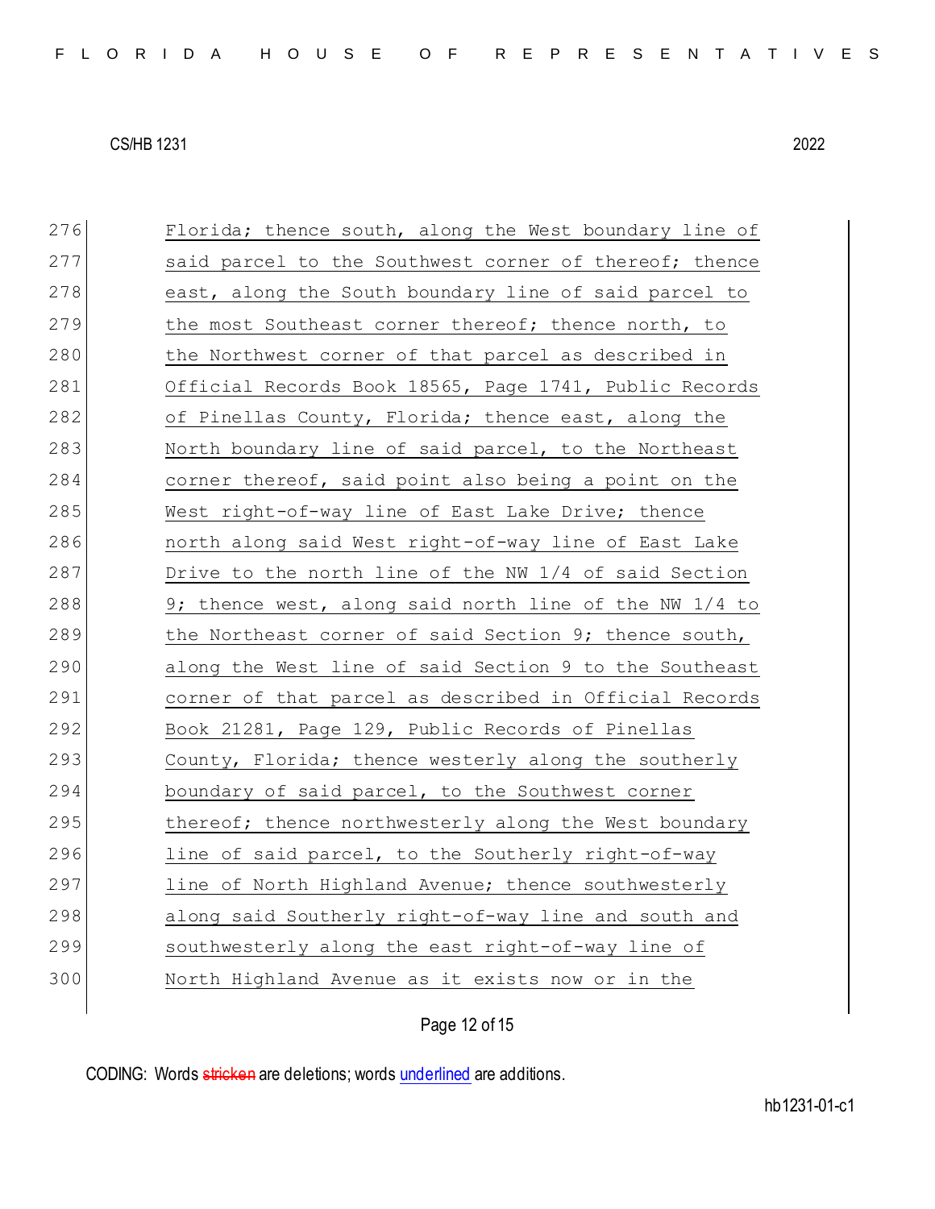276 Florida; thence south, along the West boundary line of
277 said parcel to the Southwest corner of thereof; thence
278 east, along the South boundary line of said parcel to
279 the most Southeast corner thereof; thence north, to
280 the Northwest corner of that parcel as described in
281 Official Records Book 18565, Page 1741, Public Records
282 of Pinellas County, Florida; thence east, along the
283 North boundary line of said parcel, to the Northeast
284 corner thereof, said point also being a point on the
285 West right-of-way line of East Lake Drive; thence
286 north along said West right-of-way line of East Lake
287 Drive to the north line of the NW 1/4 of said Section
288 9; thence west, along said north line of the NW 1/4 to
289 the Northeast corner of said Section 9; thence south,
290 along the West line of said Section 9 to the Southeast
291 corner of that parcel as described in Official Records
292 Book 21281, Page 129, Public Records of Pinellas
293 County, Florida; thence westerly along the southerly
294 boundary of said parcel, to the Southwest corner
295 thereof; thence northwesterly along the West boundary
296 line of said parcel, to the Southerly right-of-way
297 line of North Highland Avenue; thence southwesterly
298 along said Southerly right-of-way line and south and
299 southwesterly along the east right-of-way line of
300 North Highland Avenue as it exists now or in the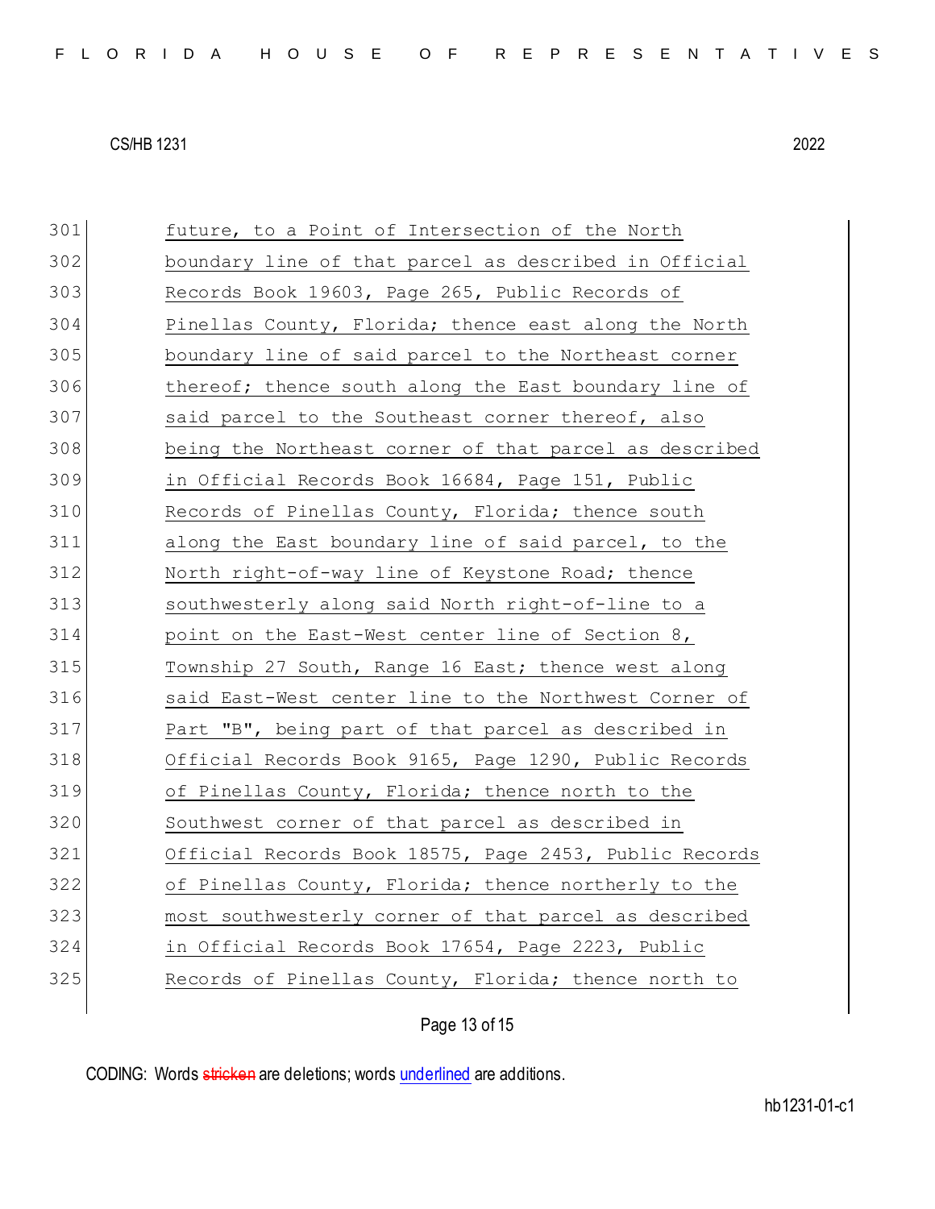301 future, to a Point of Intersection of the North
302 boundary line of that parcel as described in Official
303 Records Book 19603, Page 265, Public Records of
304 Pinellas County, Florida; thence east along the North
305 boundary line of said parcel to the Northeast corner
306 thereof; thence south along the East boundary line of
307 said parcel to the Southeast corner thereof, also
308 being the Northeast corner of that parcel as described
309 in Official Records Book 16684, Page 151, Public
310 Records of Pinellas County, Florida; thence south
311 along the East boundary line of said parcel, to the
312 North right-of-way line of Keystone Road; thence
313 southwesterly along said North right-of-line to a
314 point on the East-West center line of Section 8,
315 Township 27 South, Range 16 East; thence west along
316 said East-West center line to the Northwest Corner of
317 Part "B", being part of that parcel as described in
318 Official Records Book 9165, Page 1290, Public Records
319 of Pinellas County, Florida; thence north to the
320 Southwest corner of that parcel as described in
321 Official Records Book 18575, Page 2453, Public Records
322 of Pinellas County, Florida; thence northerly to the
323 most southwesterly corner of that parcel as described
324 in Official Records Book 17654, Page 2223, Public
325 Records of Pinellas County, Florida; thence north to

CODING: Words stricken are deletions; words underlined are additions.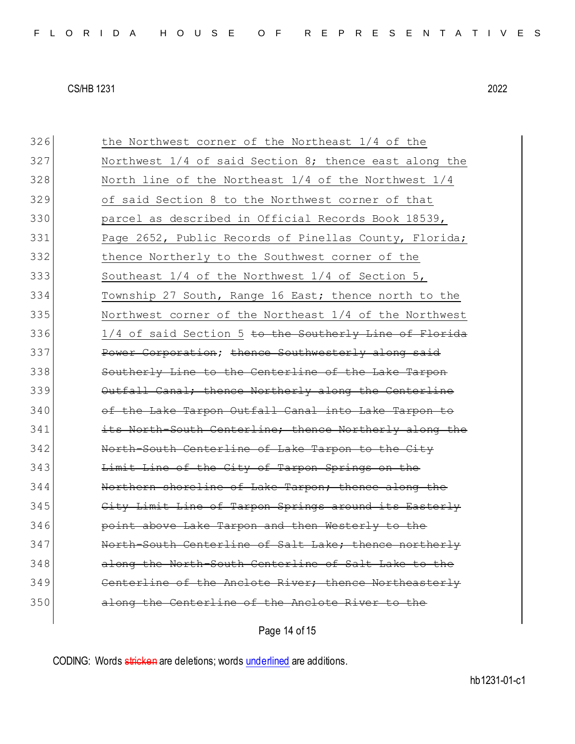326 <u>the Northwest corner of the Northeast 1/4 of the</u>
327 <u>Northwest 1/4 of said Section 8; thence east along the</u>
328 <u>North line of the Northeast 1/4 of the Northwest 1/4</u>
329 <u>of said Section 8 to the Northwest corner of that</u>
330 <u>parcel as described in Official Records Book 18539,</u>
331 <u>Page 2652, Public Records of Pinellas County, Florida;</u>
332 <u>thence Northerly to the Southwest corner of the</u>
333 <u>Southeast 1/4 of the Northwest 1/4 of Section 5,</u>
334 <u>Township 27 South, Range 16 East; thence north to the</u>
335 <u>Northwest corner of the Northeast 1/4 of the Northwest</u>
336 <u>1/4 of said Section 5</u> ~~to the Southerly Line of Florida~~
337 ~~Power Corporation~~; ~~thence Southwesterly along said~~
338 ~~Southerly Line to the Centerline of the Lake Tarpon~~
339 ~~Outfall Canal; thence Northerly along the Centerline~~
340 ~~of the Lake Tarpon Outfall Canal into Lake Tarpon to~~
341 ~~its North-South Centerline; thence Northerly along the~~
342 ~~North-South Centerline of Lake Tarpon to the City~~
343 ~~Limit Line of the City of Tarpon Springs on the~~
344 ~~Northern shoreline of Lake Tarpon; thence along the~~
345 ~~City Limit Line of Tarpon Springs around its Easterly~~
346 ~~point above Lake Tarpon and then Westerly to the~~
347 ~~North-South Centerline of Salt Lake; thence northerly~~
348 ~~along the North-South Centerline of Salt Lake to the~~
349 ~~Centerline of the Anclote River; thence Northeasterly~~
350 ~~along the Centerline of the Anclote River to the~~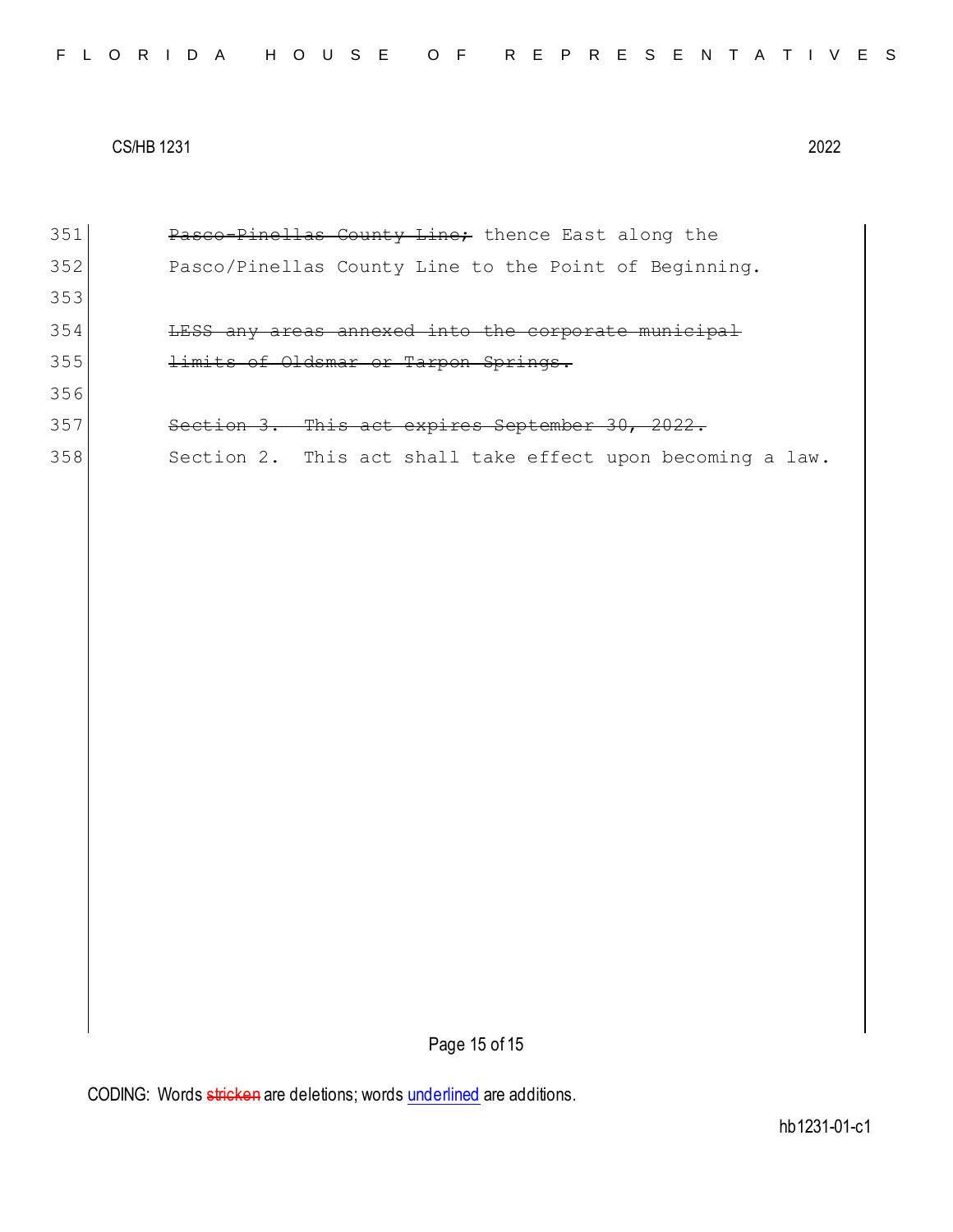351 ~~Pasco-Pinellas County Line;~~ thence East along the
352 Pasco/Pinellas County Line to the Point of Beginning.
353
354 ~~LESS any areas annexed into the corporate municipal~~
355 ~~limits of Oldsmar or Tarpon Springs.~~
356
357 ~~Section 3. This act expires September 30, 2022.~~
358 Section 2. This act shall take effect upon becoming a law.

CODING: Words ~~stricken~~ are deletions; words <u>underlined</u> are additions.